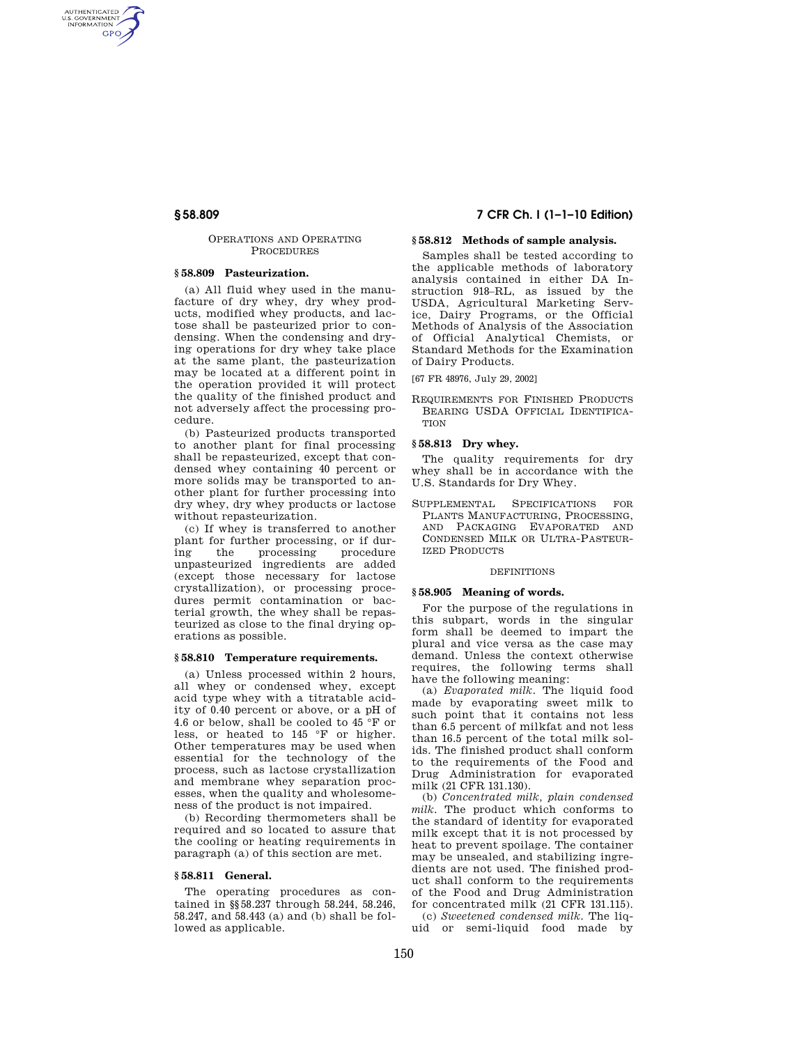OPERATIONS AND OPERATING PROCEDURES

### § 58.809 Pasteurization.

(a) All fluid whey used in the manufacture of dry whey, dry whey products, modified whey products, and lactose shall be pasteurized prior to condensing. When the condensing and drying operations for dry whey take place at the same plant, the pasteurization may be located at a different point in the operation provided it will protect the quality of the finished product and not adversely affect the processing procedure.

(b) Pasteurized products transported to another plant for final processing shall be repasteurized, except that condensed whey containing 40 percent or more solids may be transported to another plant for further processing into dry whey, dry whey products or lactose without repasteurization.

(c) If whey is transferred to another plant for further processing, or if during the processing procedure unpasteurized ingredients are added (except those necessary for lactose crystallization), or processing procedures permit contamination or bacterial growth, the whey shall be repasteurized as close to the final drying operations as possible.

### § 58.810 Temperature requirements.

(a) Unless processed within 2 hours, all whey or condensed whey, except acid type whey with a titratable acidity of 0.40 percent or above, or a pH of 4.6 or below, shall be cooled to 45 °F or less, or heated to 145 °F or higher. Other temperatures may be used when essential for the technology of the process, such as lactose crystallization and membrane whey separation processes, when the quality and wholesomeness of the product is not impaired.

(b) Recording thermometers shall be required and so located to assure that the cooling or heating requirements in paragraph (a) of this section are met.

### § 58.811 General.

The operating procedures as contained in §§ 58.237 through 58.244, 58.246, 58.247, and 58.443 (a) and (b) shall be followed as applicable.

### § 58.812 Methods of sample analysis.

Samples shall be tested according to the applicable methods of laboratory analysis contained in either DA Instruction 918–RL, as issued by the USDA, Agricultural Marketing Service, Dairy Programs, or the Official Methods of Analysis of the Association of Official Analytical Chemists, or Standard Methods for the Examination of Dairy Products.

[67 FR 48976, July 29, 2002]

REQUIREMENTS FOR FINISHED PRODUCTS BEARING USDA OFFICIAL IDENTIFICATION

### § 58.813 Dry whey.

The quality requirements for dry whey shall be in accordance with the U.S. Standards for Dry Whey.

## SUPPLEMENTAL SPECIFICATIONS FOR PLANTS MANUFACTURING, PROCESSING, AND PACKAGING EVAPORATED AND CONDENSED MILK OR ULTRA-PASTEURIZED PRODUCTS

DEFINITIONS

### § 58.905 Meaning of words.

For the purpose of the regulations in this subpart, words in the singular form shall be deemed to impart the plural and vice versa as the case may demand. Unless the context otherwise requires, the following terms shall have the following meaning:

(a) *Evaporated milk.* The liquid food made by evaporating sweet milk to such point that it contains not less than 6.5 percent of milkfat and not less than 16.5 percent of the total milk solids. The finished product shall conform to the requirements of the Food and Drug Administration for evaporated milk (21 CFR 131.130).

(b) *Concentrated milk, plain condensed milk.* The product which conforms to the standard of identity for evaporated milk except that it is not processed by heat to prevent spoilage. The container may be unsealed, and stabilizing ingredients are not used. The finished product shall conform to the requirements of the Food and Drug Administration for concentrated milk (21 CFR 131.115).

(c) *Sweetened condensed milk.* The liquid or semi-liquid food made by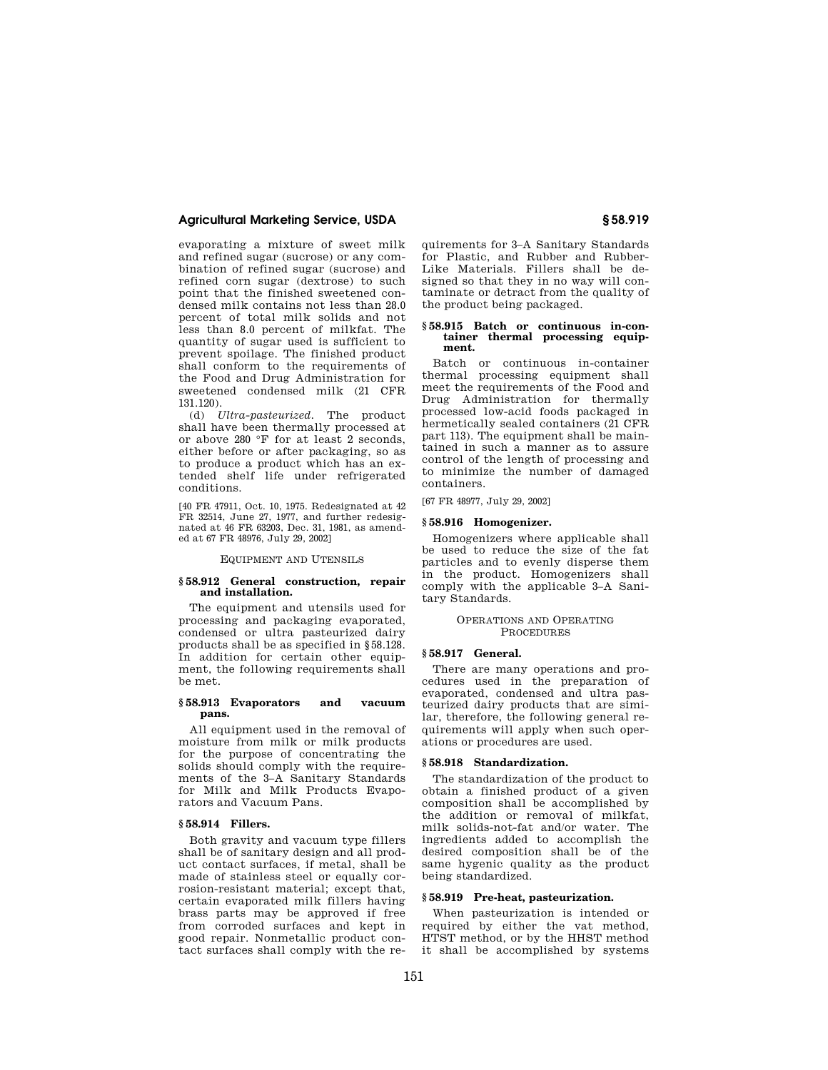evaporating a mixture of sweet milk and refined sugar (sucrose) or any combination of refined sugar (sucrose) and refined corn sugar (dextrose) to such point that the finished sweetened condensed milk contains not less than 28.0 percent of total milk solids and not less than 8.0 percent of milkfat. The quantity of sugar used is sufficient to prevent spoilage. The finished product shall conform to the requirements of the Food and Drug Administration for sweetened condensed milk (21 CFR 131.120).

(d) *Ultra-pasteurized.* The product shall have been thermally processed at or above 280 °F for at least 2 seconds, either before or after packaging, so as to produce a product which has an extended shelf life under refrigerated conditions.

[40 FR 47911, Oct. 10, 1975. Redesignated at 42 FR 32514, June 27, 1977, and further redesignated at 46 FR 63203, Dec. 31, 1981, as amended at 67 FR 48976, July 29, 2002]

EQUIPMENT AND UTENSILS

**§ 58.912 General construction, repair and installation.**

The equipment and utensils used for processing and packaging evaporated, condensed or ultra pasteurized dairy products shall be as specified in § 58.128. In addition for certain other equipment, the following requirements shall be met.

**§ 58.913 Evaporators and vacuum pans.**

All equipment used in the removal of moisture from milk or milk products for the purpose of concentrating the solids should comply with the requirements of the 3–A Sanitary Standards for Milk and Milk Products Evaporators and Vacuum Pans.

**§ 58.914 Fillers.**

Both gravity and vacuum type fillers shall be of sanitary design and all product contact surfaces, if metal, shall be made of stainless steel or equally corrosion-resistant material; except that, certain evaporated milk fillers having brass parts may be approved if free from corroded surfaces and kept in good repair. Nonmetallic product contact surfaces shall comply with the requirements for 3–A Sanitary Standards for Plastic, and Rubber and Rubber-Like Materials. Fillers shall be designed so that they in no way will contaminate or detract from the quality of the product being packaged.

**§ 58.915 Batch or continuous in-container thermal processing equipment.**

Batch or continuous in-container thermal processing equipment shall meet the requirements of the Food and Drug Administration for thermally processed low-acid foods packaged in hermetically sealed containers (21 CFR part 113). The equipment shall be maintained in such a manner as to assure control of the length of processing and to minimize the number of damaged containers.

[67 FR 48977, July 29, 2002]

**§ 58.916 Homogenizer.**

Homogenizers where applicable shall be used to reduce the size of the fat particles and to evenly disperse them in the product. Homogenizers shall comply with the applicable 3–A Sanitary Standards.

OPERATIONS AND OPERATING PROCEDURES

**§ 58.917 General.**

There are many operations and procedures used in the preparation of evaporated, condensed and ultra pasteurized dairy products that are similar, therefore, the following general requirements will apply when such operations or procedures are used.

**§ 58.918 Standardization.**

The standardization of the product to obtain a finished product of a given composition shall be accomplished by the addition or removal of milkfat, milk solids-not-fat and/or water. The ingredients added to accomplish the desired composition shall be of the same hygenic quality as the product being standardized.

**§ 58.919 Pre-heat, pasteurization.**

When pasteurization is intended or required by either the vat method, HTST method, or by the HHST method it shall be accomplished by systems